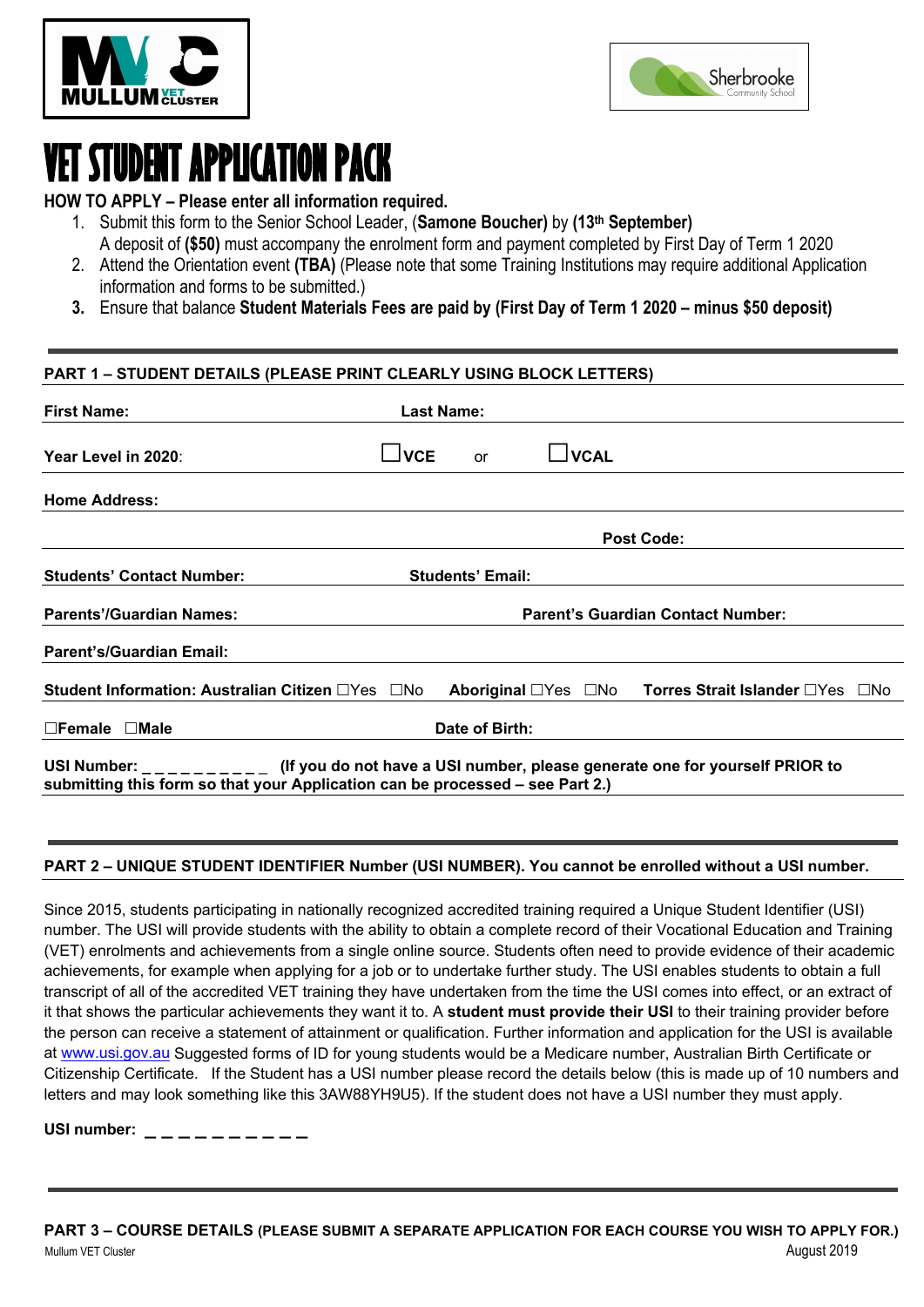# VET STUDENT APPLICATION PACK

**HOW TO APPLY – Please enter all information required.**

1. Submit this form to the Senior School Leader, (**Samone Boucher**) by **(13th September)**
   A deposit of **($50)** must accompany the enrolment form and payment completed by First Day of Term 1 2020
2. Attend the Orientation event **(TBA)** (Please note that some Training Institutions may require additional Application information and forms to be submitted.)
3. Ensure that balance **Student Materials Fees are paid by (First Day of Term 1 2020 – minus $50 deposit)**

---

## PART 1 – STUDENT DETAILS (PLEASE PRINT CLEARLY USING BLOCK LETTERS)

**First Name:** **Last Name:**

**Year Level in 2020**: ☐ **VCE** or ☐ **VCAL**

**Home Address:**

**Post Code:**

**Students' Contact Number:** **Students' Email:**

**Parents'/Guardian Names:** **Parent's Guardian Contact Number:**

**Parent's/Guardian Email:**

**Student Information: Australian Citizen** ☐Yes ☐No **Aboriginal** ☐Yes ☐No **Torres Strait Islander** ☐Yes ☐No

☐**Female** ☐**Male** **Date of Birth:**

**USI Number: _ _ _ _ _ _ _ _ _ _ (If you do not have a USI number, please generate one for yourself PRIOR to submitting this form so that your Application can be processed – see Part 2.)**

---

## PART 2 – UNIQUE STUDENT IDENTIFIER Number (USI NUMBER). You cannot be enrolled without a USI number.

Since 2015, students participating in nationally recognized accredited training required a Unique Student Identifier (USI) number. The USI will provide students with the ability to obtain a complete record of their Vocational Education and Training (VET) enrolments and achievements from a single online source. Students often need to provide evidence of their academic achievements, for example when applying for a job or to undertake further study. The USI enables students to obtain a full transcript of all of the accredited VET training they have undertaken from the time the USI comes into effect, or an extract of it that shows the particular achievements they want it to. A **student must provide their USI** to their training provider before the person can receive a statement of attainment or qualification. Further information and application for the USI is available at www.usi.gov.au Suggested forms of ID for young students would be a Medicare number, Australian Birth Certificate or Citizenship Certificate. If the Student has a USI number please record the details below (this is made up of 10 numbers and letters and may look something like this 3AW88YH9U5). If the student does not have a USI number they must apply.

**USI number: _ _ _ _ _ _ _ _ _ _**

---

## PART 3 – COURSE DETAILS (PLEASE SUBMIT A SEPARATE APPLICATION FOR EACH COURSE YOU WISH TO APPLY FOR.)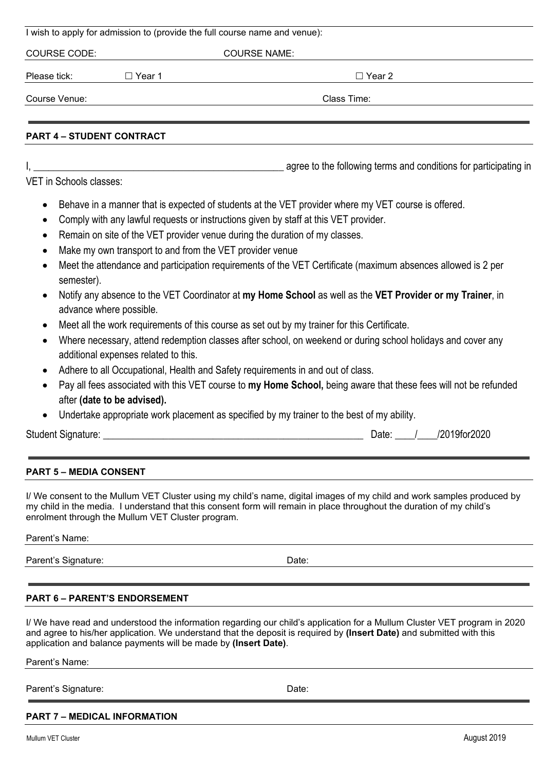I wish to apply for admission to (provide the full course name and venue):

COURSE CODE: COURSE NAME:

Please tick: ☐ Year 1 ☐ Year 2

Course Venue: Class Time:

## PART 4 – STUDENT CONTRACT

I, _______________________________________________ agree to the following terms and conditions for participating in VET in Schools classes:

- Behave in a manner that is expected of students at the VET provider where my VET course is offered.
- Comply with any lawful requests or instructions given by staff at this VET provider.
- Remain on site of the VET provider venue during the duration of my classes.
- Make my own transport to and from the VET provider venue
- Meet the attendance and participation requirements of the VET Certificate (maximum absences allowed is 2 per semester).
- Notify any absence to the VET Coordinator at **my Home School** as well as the **VET Provider or my Trainer**, in advance where possible.
- Meet all the work requirements of this course as set out by my trainer for this Certificate.
- Where necessary, attend redemption classes after school, on weekend or during school holidays and cover any additional expenses related to this.
- Adhere to all Occupational, Health and Safety requirements in and out of class.
- Pay all fees associated with this VET course to **my Home School,** being aware that these fees will not be refunded after **(date to be advised).**
- Undertake appropriate work placement as specified by my trainer to the best of my ability.

Student Signature: _______________________________________________ Date: ____/____/2019for2020

## PART 5 – MEDIA CONSENT

I/ We consent to the Mullum VET Cluster using my child's name, digital images of my child and work samples produced by my child in the media. I understand that this consent form will remain in place throughout the duration of my child's enrolment through the Mullum VET Cluster program.

Parent's Name:

Parent's Signature: Date:

## PART 6 – PARENT'S ENDORSEMENT

I/ We have read and understood the information regarding our child's application for a Mullum Cluster VET program in 2020 and agree to his/her application. We understand that the deposit is required by **(Insert Date)** and submitted with this application and balance payments will be made by **(Insert Date)**.

Parent's Name:

Parent's Signature: Date:

## PART 7 – MEDICAL INFORMATION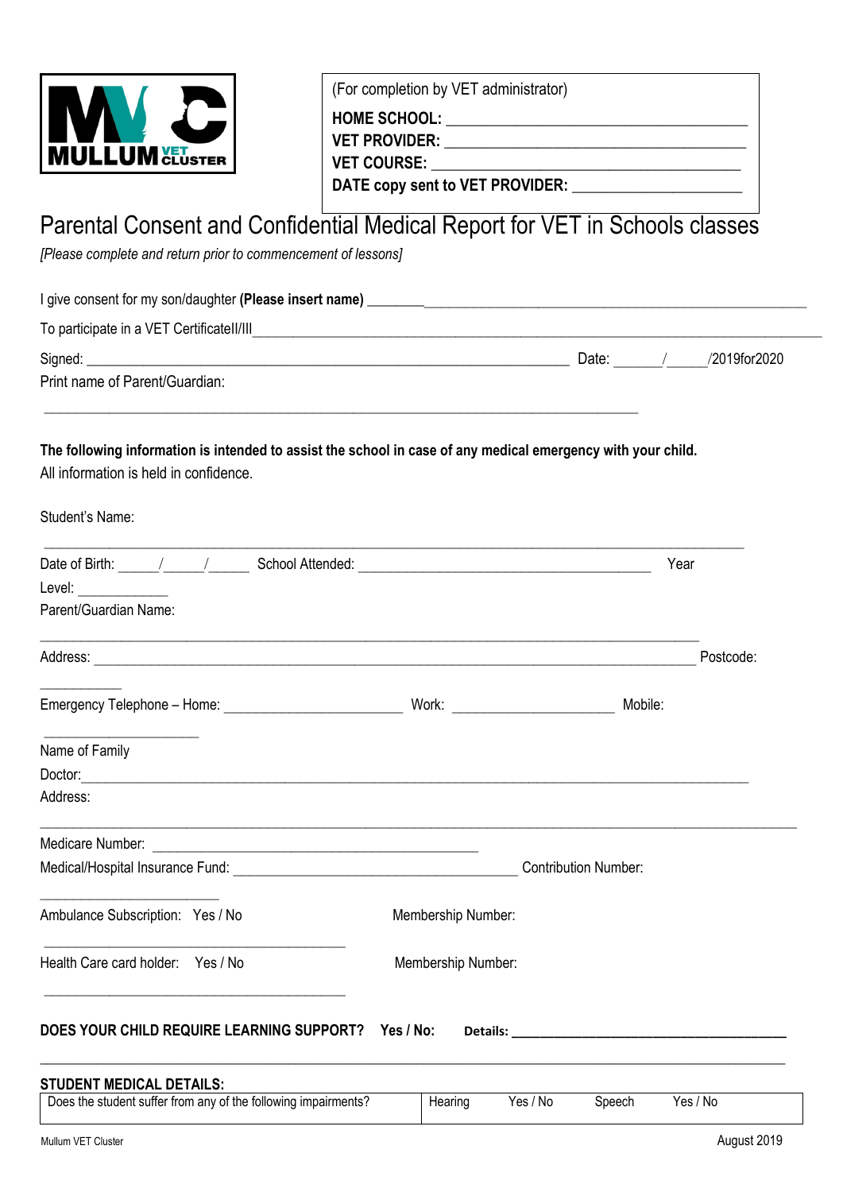MULLUM VET CLUSTER

(For completion by VET administrator)

**HOME SCHOOL:** ________________________________________

**VET PROVIDER:** ________________________________________

**VET COURSE:** ________________________________________

**DATE copy sent to VET PROVIDER:** ______________________

# Parental Consent and Confidential Medical Report for VET in Schools classes

*[Please complete and return prior to commencement of lessons]*

I give consent for my son/daughter **(Please insert name)** ________________________________________________________

To participate in a VET CertificateII/III______________________________________________________________________

Signed: ____________________________________________________________ Date: ______/______/2019for2020

Print name of Parent/Guardian:

______________________________________________________________________________

**The following information is intended to assist the school in case of any medical emergency with your child.**
All information is held in confidence.

Student's Name:

______________________________________________________________________________

Date of Birth: _____/_____/_____ School Attended: ________________________________________ Year Level: ___________

Parent/Guardian Name:

______________________________________________________________________________

Address: ______________________________________________________________________ Postcode: ___________

Emergency Telephone – Home: _______________________ Work: ______________________ Mobile: ____________________

Name of Family Doctor:______________________________________________________________________________

Address:

______________________________________________________________________________

Medicare Number: ____________________________________________

Medical/Hospital Insurance Fund: ______________________________________ Contribution Number: ________________________

Ambulance Subscription: Yes / No Membership Number: ________________________________________

Health Care card holder: Yes / No Membership Number: ________________________________________

**DOES YOUR CHILD REQUIRE LEARNING SUPPORT? Yes / No: Details: ________________________________________**

______________________________________________________________________________

**STUDENT MEDICAL DETAILS:**

| Does the student suffer from any of the following impairments? | Hearing | Yes / No | Speech | Yes / No |
|---|---|---|---|---|

August 2019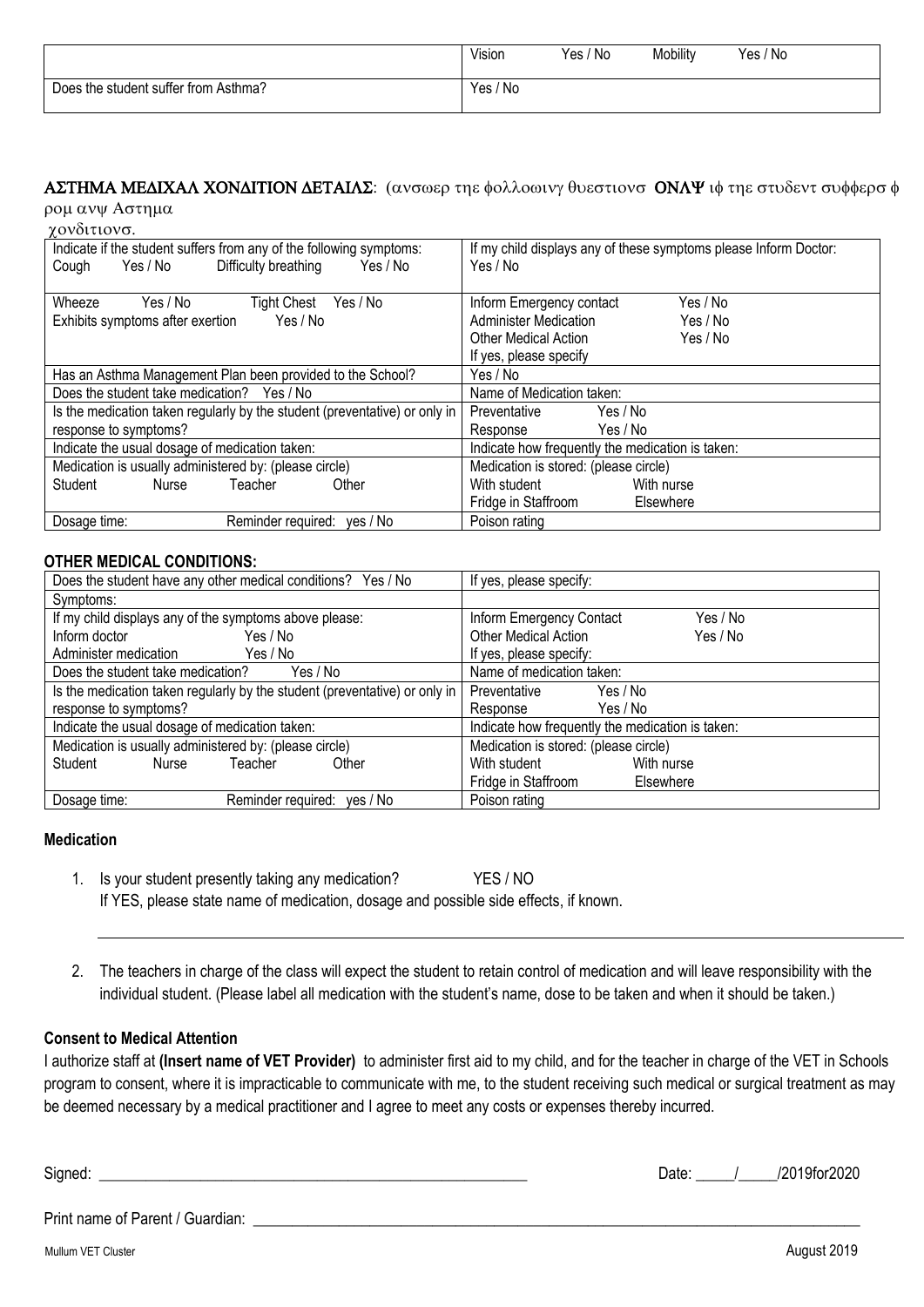| | |
|---|---|
| | Vision Yes / No Mobility Yes / No |
| Does the student suffer from Asthma? | Yes / No |

**ΑΣΤΗΜΑ ΜΕΔΙΧΑΛ ΧΟΝΔΙΤΙΟΝ ΔΕΤΑΙΛΣ**: (ανσωερ τηε φολλοωινγ θυεστιονσ **ΟΝΛΨ** ιφ τηε στυδεντ συφφερσ φρομ ανψ Αστημα χονδιτιονσ.

| | |
|---|---|
| Indicate if the student suffers from any of the following symptoms:<br>Cough Yes / No Difficulty breathing Yes / No | If my child displays any of these symptoms please Inform Doctor:<br>Yes / No |
| Wheeze Yes / No Tight Chest Yes / No<br>Exhibits symptoms after exertion Yes / No | Inform Emergency contact Yes / No<br>Administer Medication Yes / No<br>Other Medical Action Yes / No<br>If yes, please specify |
| Has an Asthma Management Plan been provided to the School? | Yes / No |
| Does the student take medication? Yes / No | Name of Medication taken: |
| Is the medication taken regularly by the student (preventative) or only in response to symptoms? | Preventative Yes / No<br>Response Yes / No |
| Indicate the usual dosage of medication taken: | Indicate how frequently the medication is taken: |
| Medication is usually administered by: (please circle)<br>Student Nurse Teacher Other | Medication is stored: (please circle)<br>With student With nurse<br>Fridge in Staffroom Elsewhere |
| Dosage time: Reminder required: yes / No | Poison rating |

**OTHER MEDICAL CONDITIONS:**

| | |
|---|---|
| Does the student have any other medical conditions? Yes / No | If yes, please specify: |
| Symptoms: | |
| If my child displays any of the symptoms above please:<br>Inform doctor Yes / No<br>Administer medication Yes / No | Inform Emergency Contact Yes / No<br>Other Medical Action Yes / No<br>If yes, please specify: |
| Does the student take medication? Yes / No | Name of medication taken: |
| Is the medication taken regularly by the student (preventative) or only in response to symptoms? | Preventative Yes / No<br>Response Yes / No |
| Indicate the usual dosage of medication taken: | Indicate how frequently the medication is taken: |
| Medication is usually administered by: (please circle)<br>Student Nurse Teacher Other | Medication is stored: (please circle)<br>With student With nurse<br>Fridge in Staffroom Elsewhere |
| Dosage time: Reminder required: yes / No | Poison rating |

**Medication**

1. Is your student presently taking any medication? YES / NO
   If YES, please state name of medication, dosage and possible side effects, if known.

   ______________________________________________________________________________

2. The teachers in charge of the class will expect the student to retain control of medication and will leave responsibility with the individual student. (Please label all medication with the student's name, dose to be taken and when it should be taken.)

**Consent to Medical Attention**

I authorize staff at **(Insert name of VET Provider)** to administer first aid to my child, and for the teacher in charge of the VET in Schools program to consent, where it is impracticable to communicate with me, to the student receiving such medical or surgical treatment as may be deemed necessary by a medical practitioner and I agree to meet any costs or expenses thereby incurred.

Signed: ______________________________________________________ Date: _____/_____/2019for2020

Print name of Parent / Guardian: ______________________________________________________________

Mullum VET Cluster August 2019